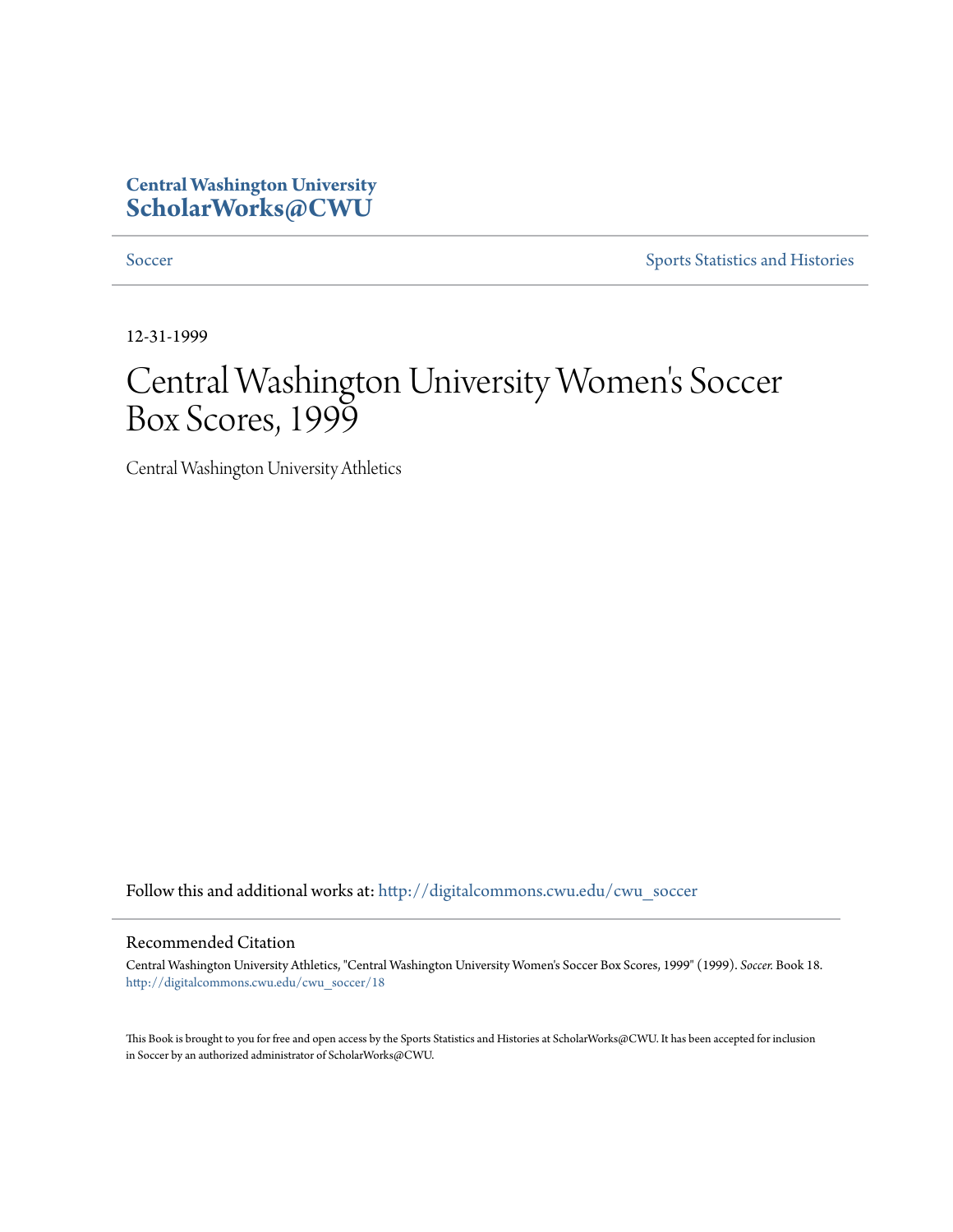Central Washington University
**ScholarWorks@CWU**

Soccer | Sports Statistics and Histories

12-31-1999

# Central Washington University Women's Soccer Box Scores, 1999

Central Washington University Athletics

Follow this and additional works at: http://digitalcommons.cwu.edu/cwu_soccer

## Recommended Citation

Central Washington University Athletics, "Central Washington University Women's Soccer Box Scores, 1999" (1999). *Soccer.* Book 18.
http://digitalcommons.cwu.edu/cwu_soccer/18

This Book is brought to you for free and open access by the Sports Statistics and Histories at ScholarWorks@CWU. It has been accepted for inclusion in Soccer by an authorized administrator of ScholarWorks@CWU.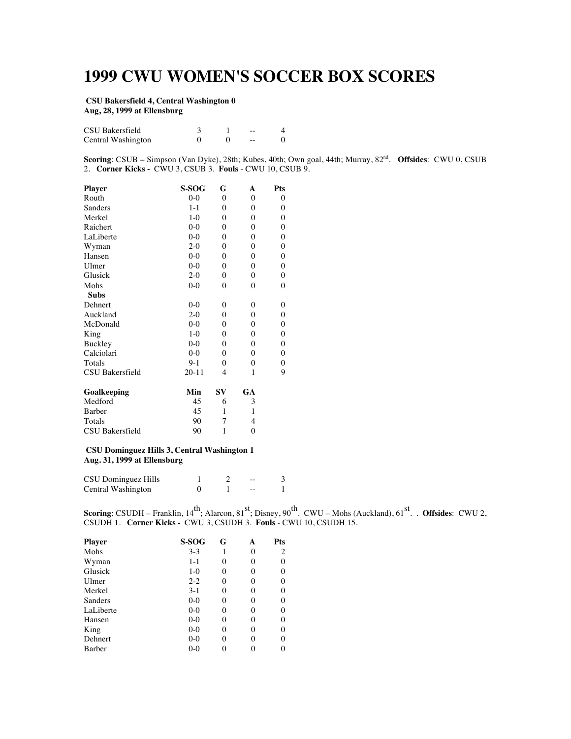# 1999 CWU WOMEN'S SOCCER BOX SCORES

**CSU Bakersfield 4, Central Washington 0**
**Aug, 28, 1999 at Ellensburg**

| | | | | |
|---|---|---|---|---|
| CSU Bakersfield | 3 | 1 | -- | 4 |
| Central Washington | 0 | 0 | -- | 0 |

**Scoring**: CSUB – Simpson (Van Dyke), 28th; Kubes, 40th; Own goal, 44th; Murray, 82nd. **Offsides**: CWU 0, CSUB 2. **Corner Kicks -** CWU 3, CSUB 3. **Fouls** - CWU 10, CSUB 9.

| Player | S-SOG | G | A | Pts |
|---|---|---|---|---|
| Routh | 0-0 | 0 | 0 | 0 |
| Sanders | 1-1 | 0 | 0 | 0 |
| Merkel | 1-0 | 0 | 0 | 0 |
| Raichert | 0-0 | 0 | 0 | 0 |
| LaLiberte | 0-0 | 0 | 0 | 0 |
| Wyman | 2-0 | 0 | 0 | 0 |
| Hansen | 0-0 | 0 | 0 | 0 |
| Ulmer | 0-0 | 0 | 0 | 0 |
| Glusick | 2-0 | 0 | 0 | 0 |
| Mohs | 0-0 | 0 | 0 | 0 |
| **Subs** | | | | |
| Dehnert | 0-0 | 0 | 0 | 0 |
| Auckland | 2-0 | 0 | 0 | 0 |
| McDonald | 0-0 | 0 | 0 | 0 |
| King | 1-0 | 0 | 0 | 0 |
| Buckley | 0-0 | 0 | 0 | 0 |
| Calciolari | 0-0 | 0 | 0 | 0 |
| Totals | 9-1 | 0 | 0 | 0 |
| CSU Bakersfield | 20-11 | 4 | 1 | 9 |

| Goalkeeping | Min | SV | GA |
|---|---|---|---|
| Medford | 45 | 6 | 3 |
| Barber | 45 | 1 | 1 |
| Totals | 90 | 7 | 4 |
| CSU Bakersfield | 90 | 1 | 0 |

**CSU Dominguez Hills 3, Central Washington 1**
**Aug. 31, 1999 at Ellensburg**

| | | | | |
|---|---|---|---|---|
| CSU Dominguez Hills | 1 | 2 | -- | 3 |
| Central Washington | 0 | 1 | -- | 1 |

**Scoring**: CSUDH – Franklin, 14th; Alarcon, 81st; Disney, 90th. CWU – Mohs (Auckland), 61st. . **Offsides**: CWU 2, CSUDH 1. **Corner Kicks -** CWU 3, CSUDH 3. **Fouls** - CWU 10, CSUDH 15.

| Player | S-SOG | G | A | Pts |
|---|---|---|---|---|
| Mohs | 3-3 | 1 | 0 | 2 |
| Wyman | 1-1 | 0 | 0 | 0 |
| Glusick | 1-0 | 0 | 0 | 0 |
| Ulmer | 2-2 | 0 | 0 | 0 |
| Merkel | 3-1 | 0 | 0 | 0 |
| Sanders | 0-0 | 0 | 0 | 0 |
| LaLiberte | 0-0 | 0 | 0 | 0 |
| Hansen | 0-0 | 0 | 0 | 0 |
| King | 0-0 | 0 | 0 | 0 |
| Dehnert | 0-0 | 0 | 0 | 0 |
| Barber | 0-0 | 0 | 0 | 0 |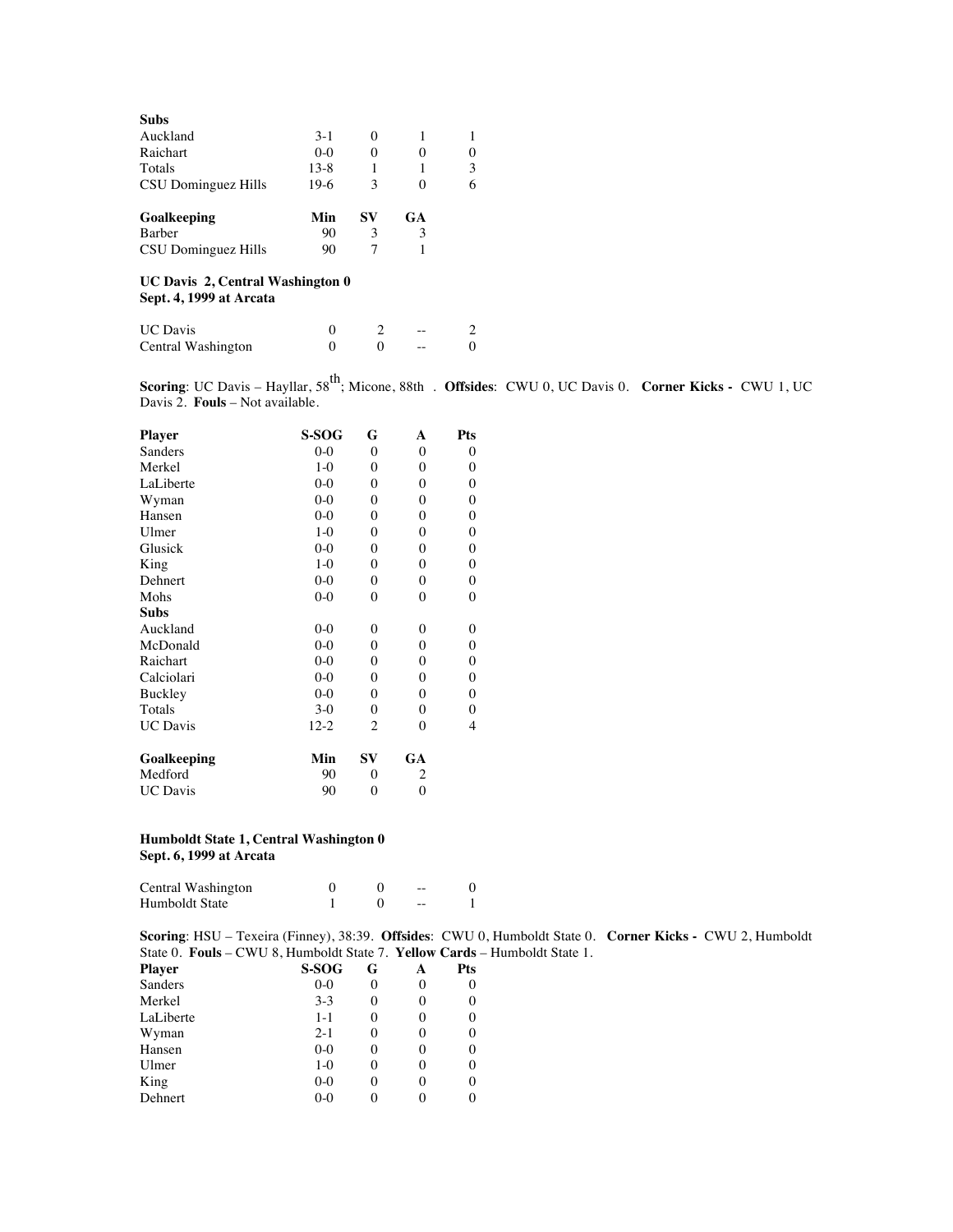| Subs | | | | |
|---|---|---|---|---|
| Auckland | 3-1 | 0 | 1 | 1 |
| Raichart | 0-0 | 0 | 0 | 0 |
| Totals | 13-8 | 1 | 1 | 3 |
| CSU Dominguez Hills | 19-6 | 3 | 0 | 6 |

| Goalkeeping | Min | SV | GA |
|---|---|---|---|
| Barber | 90 | 3 | 3 |
| CSU Dominguez Hills | 90 | 7 | 1 |

**UC Davis 2, Central Washington 0**
**Sept. 4, 1999 at Arcata**

| | | | | |
|---|---|---|---|---|
| UC Davis | 0 | 2 | -- | 2 |
| Central Washington | 0 | 0 | -- | 0 |

**Scoring**: UC Davis – Hayllar, 58th; Micone, 88th . **Offsides**: CWU 0, UC Davis 0. **Corner Kicks -** CWU 1, UC Davis 2. **Fouls** – Not available.

| Player | S-SOG | G | A | Pts |
|---|---|---|---|---|
| Sanders | 0-0 | 0 | 0 | 0 |
| Merkel | 1-0 | 0 | 0 | 0 |
| LaLiberte | 0-0 | 0 | 0 | 0 |
| Wyman | 0-0 | 0 | 0 | 0 |
| Hansen | 0-0 | 0 | 0 | 0 |
| Ulmer | 1-0 | 0 | 0 | 0 |
| Glusick | 0-0 | 0 | 0 | 0 |
| King | 1-0 | 0 | 0 | 0 |
| Dehnert | 0-0 | 0 | 0 | 0 |
| Mohs | 0-0 | 0 | 0 | 0 |
| **Subs** | | | | |
| Auckland | 0-0 | 0 | 0 | 0 |
| McDonald | 0-0 | 0 | 0 | 0 |
| Raichart | 0-0 | 0 | 0 | 0 |
| Calciolari | 0-0 | 0 | 0 | 0 |
| Buckley | 0-0 | 0 | 0 | 0 |
| Totals | 3-0 | 0 | 0 | 0 |
| UC Davis | 12-2 | 2 | 0 | 4 |

| Goalkeeping | Min | SV | GA |
|---|---|---|---|
| Medford | 90 | 0 | 2 |
| UC Davis | 90 | 0 | 0 |

**Humboldt State 1, Central Washington 0**
**Sept. 6, 1999 at Arcata**

| | | | | |
|---|---|---|---|---|
| Central Washington | 0 | 0 | -- | 0 |
| Humboldt State | 1 | 0 | -- | 1 |

**Scoring**: HSU – Texeira (Finney), 38:39. **Offsides**: CWU 0, Humboldt State 0. **Corner Kicks -** CWU 2, Humboldt State 0. **Fouls** – CWU 8, Humboldt State 7. **Yellow Cards** – Humboldt State 1.

| Player | S-SOG | G | A | Pts |
|---|---|---|---|---|
| Sanders | 0-0 | 0 | 0 | 0 |
| Merkel | 3-3 | 0 | 0 | 0 |
| LaLiberte | 1-1 | 0 | 0 | 0 |
| Wyman | 2-1 | 0 | 0 | 0 |
| Hansen | 0-0 | 0 | 0 | 0 |
| Ulmer | 1-0 | 0 | 0 | 0 |
| King | 0-0 | 0 | 0 | 0 |
| Dehnert | 0-0 | 0 | 0 | 0 |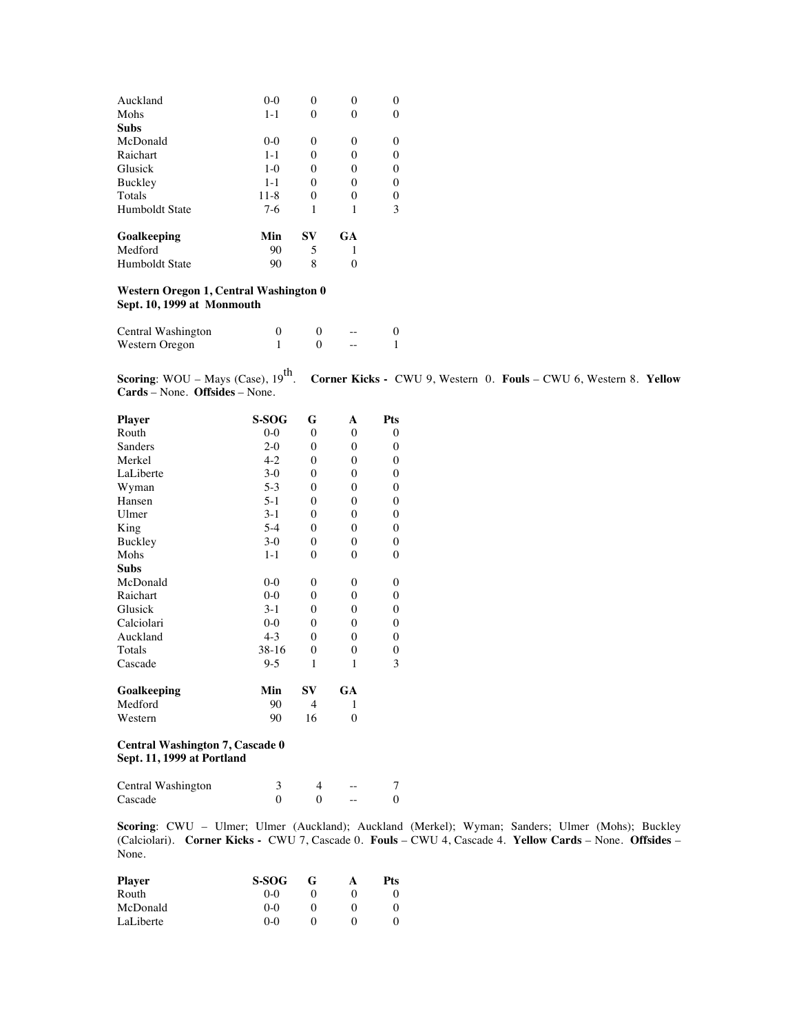| | | | | |
|---|---|---|---|---|
| Auckland | 0-0 | 0 | 0 | 0 |
| Mohs | 1-1 | 0 | 0 | 0 |
| **Subs** | | | | |
| McDonald | 0-0 | 0 | 0 | 0 |
| Raichart | 1-1 | 0 | 0 | 0 |
| Glusick | 1-0 | 0 | 0 | 0 |
| Buckley | 1-1 | 0 | 0 | 0 |
| Totals | 11-8 | 0 | 0 | 0 |
| Humboldt State | 7-6 | 1 | 1 | 3 |

| **Goalkeeping** | **Min** | **SV** | **GA** |
|---|---|---|---|
| Medford | 90 | 5 | 1 |
| Humboldt State | 90 | 8 | 0 |

**Western Oregon 1, Central Washington 0**
**Sept. 10, 1999 at Monmouth**

| | | | | |
|---|---|---|---|---|
| Central Washington | 0 | 0 | -- | 0 |
| Western Oregon | 1 | 0 | -- | 1 |

**Scoring**: WOU – Mays (Case), 19th. **Corner Kicks -** CWU 9, Western 0. **Fouls** – CWU 6, Western 8. **Yellow Cards** – None. **Offsides** – None.

| **Player** | **S-SOG** | **G** | **A** | **Pts** |
|---|---|---|---|---|
| Routh | 0-0 | 0 | 0 | 0 |
| Sanders | 2-0 | 0 | 0 | 0 |
| Merkel | 4-2 | 0 | 0 | 0 |
| LaLiberte | 3-0 | 0 | 0 | 0 |
| Wyman | 5-3 | 0 | 0 | 0 |
| Hansen | 5-1 | 0 | 0 | 0 |
| Ulmer | 3-1 | 0 | 0 | 0 |
| King | 5-4 | 0 | 0 | 0 |
| Buckley | 3-0 | 0 | 0 | 0 |
| Mohs | 1-1 | 0 | 0 | 0 |
| **Subs** | | | | |
| McDonald | 0-0 | 0 | 0 | 0 |
| Raichart | 0-0 | 0 | 0 | 0 |
| Glusick | 3-1 | 0 | 0 | 0 |
| Calciolari | 0-0 | 0 | 0 | 0 |
| Auckland | 4-3 | 0 | 0 | 0 |
| Totals | 38-16 | 0 | 0 | 0 |
| Cascade | 9-5 | 1 | 1 | 3 |

| **Goalkeeping** | **Min** | **SV** | **GA** |
|---|---|---|---|
| Medford | 90 | 4 | 1 |
| Western | 90 | 16 | 0 |

**Central Washington 7, Cascade 0**
**Sept. 11, 1999 at Portland**

| | | | | |
|---|---|---|---|---|
| Central Washington | 3 | 4 | -- | 7 |
| Cascade | 0 | 0 | -- | 0 |

**Scoring**: CWU – Ulmer; Ulmer (Auckland); Auckland (Merkel); Wyman; Sanders; Ulmer (Mohs); Buckley (Calciolari). **Corner Kicks -** CWU 7, Cascade 0. **Fouls** – CWU 4, Cascade 4. **Yellow Cards** – None. **Offsides** – None.

| **Player** | **S-SOG** | **G** | **A** | **Pts** |
|---|---|---|---|---|
| Routh | 0-0 | 0 | 0 | 0 |
| McDonald | 0-0 | 0 | 0 | 0 |
| LaLiberte | 0-0 | 0 | 0 | 0 |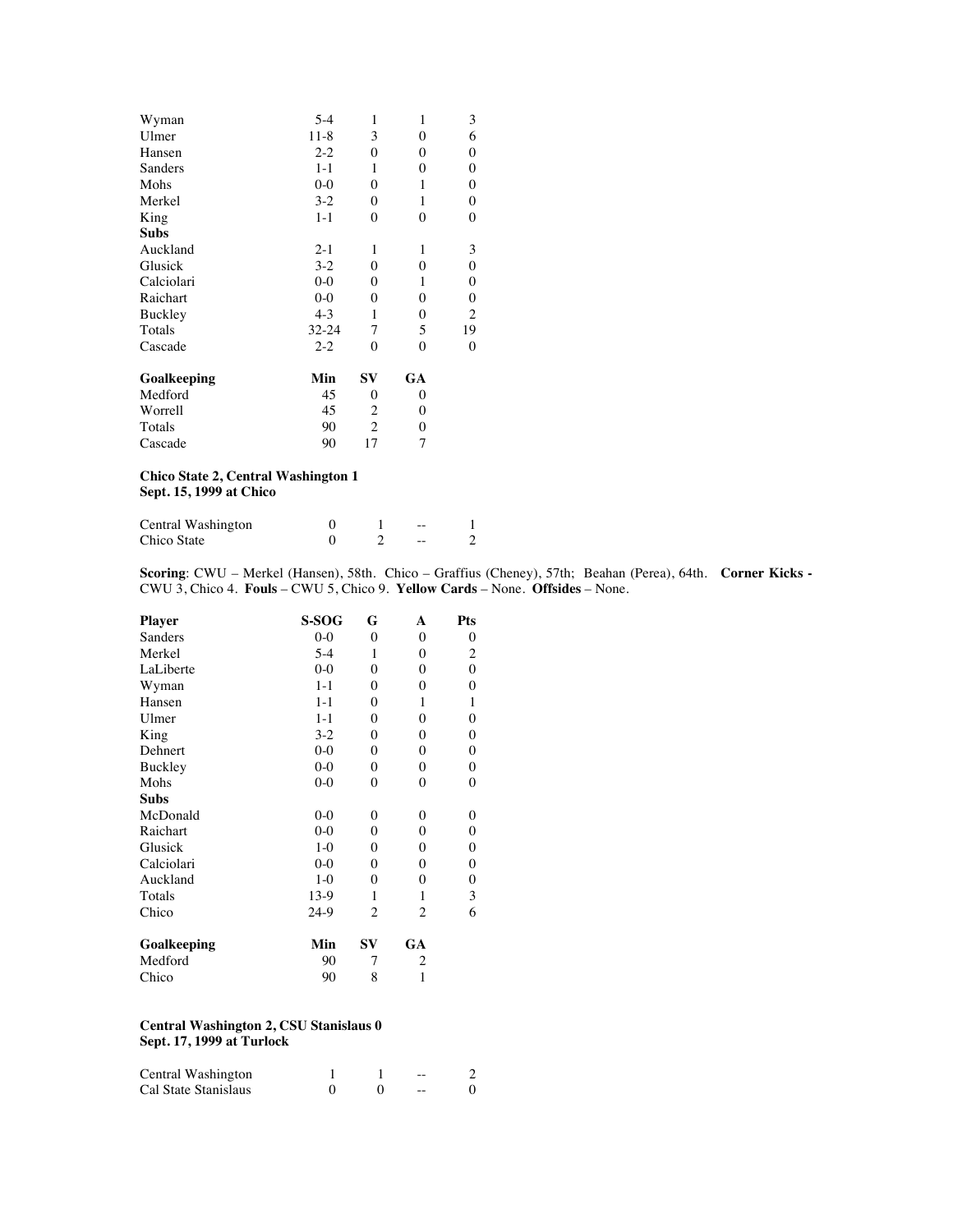| Player | S-SOG | G | A | Pts |
|---|---|---|---|---|
| Wyman | 5-4 | 1 | 1 | 3 |
| Ulmer | 11-8 | 3 | 0 | 6 |
| Hansen | 2-2 | 0 | 0 | 0 |
| Sanders | 1-1 | 1 | 0 | 0 |
| Mohs | 0-0 | 0 | 1 | 0 |
| Merkel | 3-2 | 0 | 1 | 0 |
| King | 1-1 | 0 | 0 | 0 |
| **Subs** | | | | |
| Auckland | 2-1 | 1 | 1 | 3 |
| Glusick | 3-2 | 0 | 0 | 0 |
| Calciolari | 0-0 | 0 | 1 | 0 |
| Raichart | 0-0 | 0 | 0 | 0 |
| Buckley | 4-3 | 1 | 0 | 2 |
| Totals | 32-24 | 7 | 5 | 19 |
| Cascade | 2-2 | 0 | 0 | 0 |

| **Goalkeeping** | **Min** | **SV** | **GA** |
|---|---|---|---|
| Medford | 45 | 0 | 0 |
| Worrell | 45 | 2 | 0 |
| Totals | 90 | 2 | 0 |
| Cascade | 90 | 17 | 7 |

**Chico State 2, Central Washington 1**
**Sept. 15, 1999 at Chico**

| | | | | |
|---|---|---|---|---|
| Central Washington | 0 | 1 | -- | 1 |
| Chico State | 0 | 2 | -- | 2 |

**Scoring**: CWU – Merkel (Hansen), 58th. Chico – Graffius (Cheney), 57th; Beahan (Perea), 64th. **Corner Kicks -** CWU 3, Chico 4. **Fouls** – CWU 5, Chico 9. **Yellow Cards** – None. **Offsides** – None.

| **Player** | **S-SOG** | **G** | **A** | **Pts** |
|---|---|---|---|---|
| Sanders | 0-0 | 0 | 0 | 0 |
| Merkel | 5-4 | 1 | 0 | 2 |
| LaLiberte | 0-0 | 0 | 0 | 0 |
| Wyman | 1-1 | 0 | 0 | 0 |
| Hansen | 1-1 | 0 | 1 | 1 |
| Ulmer | 1-1 | 0 | 0 | 0 |
| King | 3-2 | 0 | 0 | 0 |
| Dehnert | 0-0 | 0 | 0 | 0 |
| Buckley | 0-0 | 0 | 0 | 0 |
| Mohs | 0-0 | 0 | 0 | 0 |
| **Subs** | | | | |
| McDonald | 0-0 | 0 | 0 | 0 |
| Raichart | 0-0 | 0 | 0 | 0 |
| Glusick | 1-0 | 0 | 0 | 0 |
| Calciolari | 0-0 | 0 | 0 | 0 |
| Auckland | 1-0 | 0 | 0 | 0 |
| Totals | 13-9 | 1 | 1 | 3 |
| Chico | 24-9 | 2 | 2 | 6 |

| **Goalkeeping** | **Min** | **SV** | **GA** |
|---|---|---|---|
| Medford | 90 | 7 | 2 |
| Chico | 90 | 8 | 1 |

**Central Washington 2, CSU Stanislaus 0**
**Sept. 17, 1999 at Turlock**

| | | | | |
|---|---|---|---|---|
| Central Washington | 1 | 1 | -- | 2 |
| Cal State Stanislaus | 0 | 0 | -- | 0 |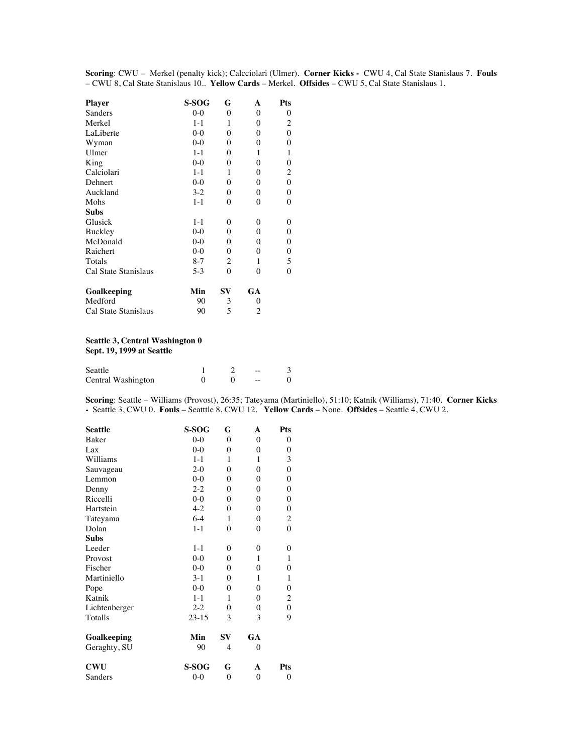**Scoring**: CWU – Merkel (penalty kick); Calcciolari (Ulmer). **Corner Kicks -** CWU 4, Cal State Stanislaus 7. **Fouls** – CWU 8, Cal State Stanislaus 10.. **Yellow Cards** – Merkel. **Offsides** – CWU 5, Cal State Stanislaus 1.

| **Player** | **S-SOG** | **G** | **A** | **Pts** |
|---|---|---|---|---|
| Sanders | 0-0 | 0 | 0 | 0 |
| Merkel | 1-1 | 1 | 0 | 2 |
| LaLiberte | 0-0 | 0 | 0 | 0 |
| Wyman | 0-0 | 0 | 0 | 0 |
| Ulmer | 1-1 | 0 | 1 | 1 |
| King | 0-0 | 0 | 0 | 0 |
| Calciolari | 1-1 | 1 | 0 | 2 |
| Dehnert | 0-0 | 0 | 0 | 0 |
| Auckland | 3-2 | 0 | 0 | 0 |
| Mohs | 1-1 | 0 | 0 | 0 |
| **Subs** | | | | |
| Glusick | 1-1 | 0 | 0 | 0 |
| Buckley | 0-0 | 0 | 0 | 0 |
| McDonald | 0-0 | 0 | 0 | 0 |
| Raichert | 0-0 | 0 | 0 | 0 |
| Totals | 8-7 | 2 | 1 | 5 |
| Cal State Stanislaus | 5-3 | 0 | 0 | 0 |

| **Goalkeeping** | **Min** | **SV** | **GA** |
|---|---|---|---|
| Medford | 90 | 3 | 0 |
| Cal State Stanislaus | 90 | 5 | 2 |

**Seattle 3, Central Washington 0**
**Sept. 19, 1999 at Seattle**

| | | | | |
|---|---|---|---|---|
| Seattle | 1 | 2 | -- | 3 |
| Central Washington | 0 | 0 | -- | 0 |

**Scoring**: Seattle – Williams (Provost), 26:35; Tateyama (Martiniello), 51:10; Katnik (Williams), 71:40. **Corner Kicks -** Seattle 3, CWU 0. **Fouls** – Setttle 8, CWU 12. **Yellow Cards** – None. **Offsides** – Seattle 4, CWU 2.

| **Seattle** | **S-SOG** | **G** | **A** | **Pts** |
|---|---|---|---|---|
| Baker | 0-0 | 0 | 0 | 0 |
| Lax | 0-0 | 0 | 0 | 0 |
| Williams | 1-1 | 1 | 1 | 3 |
| Sauvageau | 2-0 | 0 | 0 | 0 |
| Lemmon | 0-0 | 0 | 0 | 0 |
| Denny | 2-2 | 0 | 0 | 0 |
| Riccelli | 0-0 | 0 | 0 | 0 |
| Hartstein | 4-2 | 0 | 0 | 0 |
| Tateyama | 6-4 | 1 | 0 | 2 |
| Dolan | 1-1 | 0 | 0 | 0 |
| **Subs** | | | | |
| Leeder | 1-1 | 0 | 0 | 0 |
| Provost | 0-0 | 0 | 1 | 1 |
| Fischer | 0-0 | 0 | 0 | 0 |
| Martiniello | 3-1 | 0 | 1 | 1 |
| Pope | 0-0 | 0 | 0 | 0 |
| Katnik | 1-1 | 1 | 0 | 2 |
| Lichtenberger | 2-2 | 0 | 0 | 0 |
| Totalls | 23-15 | 3 | 3 | 9 |

| **Goalkeeping** | **Min** | **SV** | **GA** |
|---|---|---|---|
| Geraghty, SU | 90 | 4 | 0 |

| **CWU** | **S-SOG** | **G** | **A** | **Pts** |
|---|---|---|---|---|
| Sanders | 0-0 | 0 | 0 | 0 |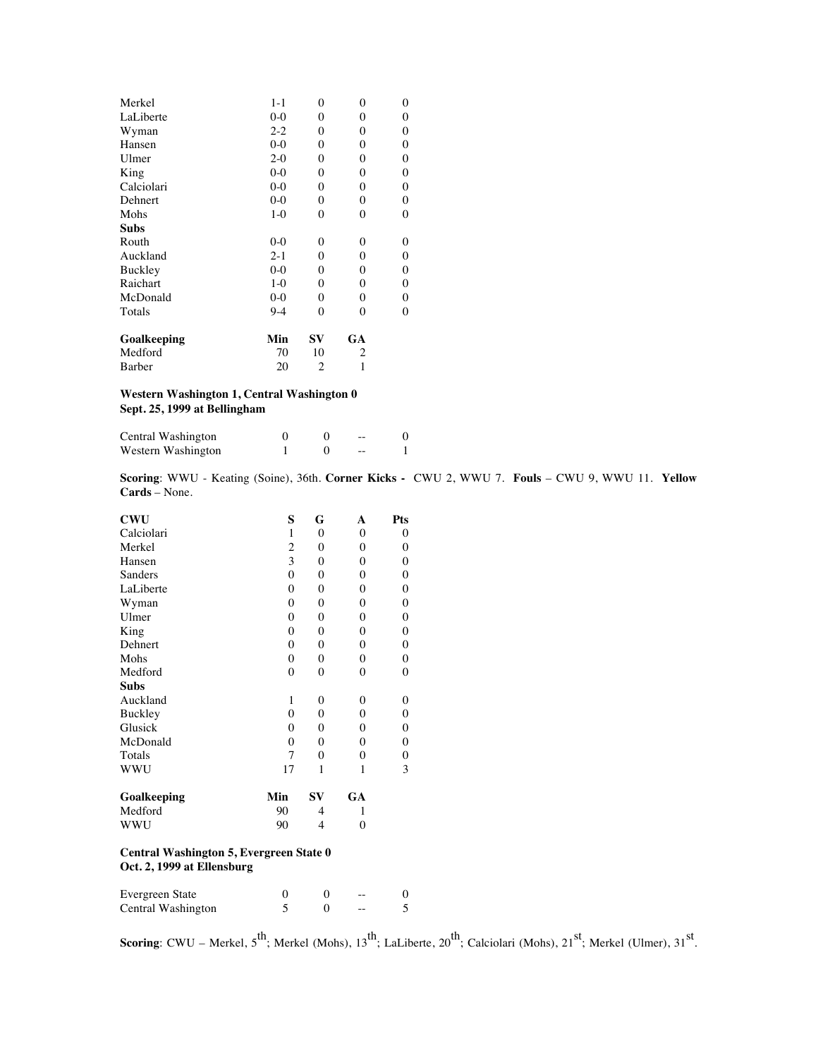| | | | | |
|---|---|---|---|---|
| Merkel | 1-1 | 0 | 0 | 0 |
| LaLiberte | 0-0 | 0 | 0 | 0 |
| Wyman | 2-2 | 0 | 0 | 0 |
| Hansen | 0-0 | 0 | 0 | 0 |
| Ulmer | 2-0 | 0 | 0 | 0 |
| King | 0-0 | 0 | 0 | 0 |
| Calciolari | 0-0 | 0 | 0 | 0 |
| Dehnert | 0-0 | 0 | 0 | 0 |
| Mohs | 1-0 | 0 | 0 | 0 |
| **Subs** | | | | |
| Routh | 0-0 | 0 | 0 | 0 |
| Auckland | 2-1 | 0 | 0 | 0 |
| Buckley | 0-0 | 0 | 0 | 0 |
| Raichart | 1-0 | 0 | 0 | 0 |
| McDonald | 0-0 | 0 | 0 | 0 |
| Totals | 9-4 | 0 | 0 | 0 |

| **Goalkeeping** | **Min** | **SV** | **GA** |
|---|---|---|---|
| Medford | 70 | 10 | 2 |
| Barber | 20 | 2 | 1 |

**Western Washington 1, Central Washington 0**
**Sept. 25, 1999 at Bellingham**

| | | | | |
|---|---|---|---|---|
| Central Washington | 0 | 0 | -- | 0 |
| Western Washington | 1 | 0 | -- | 1 |

**Scoring**: WWU - Keating (Soine), 36th. **Corner Kicks -** CWU 2, WWU 7. **Fouls** – CWU 9, WWU 11. **Yellow Cards** – None.

| **CWU** | **S** | **G** | **A** | **Pts** |
|---|---|---|---|---|
| Calciolari | 1 | 0 | 0 | 0 |
| Merkel | 2 | 0 | 0 | 0 |
| Hansen | 3 | 0 | 0 | 0 |
| Sanders | 0 | 0 | 0 | 0 |
| LaLiberte | 0 | 0 | 0 | 0 |
| Wyman | 0 | 0 | 0 | 0 |
| Ulmer | 0 | 0 | 0 | 0 |
| King | 0 | 0 | 0 | 0 |
| Dehnert | 0 | 0 | 0 | 0 |
| Mohs | 0 | 0 | 0 | 0 |
| Medford | 0 | 0 | 0 | 0 |
| **Subs** | | | | |
| Auckland | 1 | 0 | 0 | 0 |
| Buckley | 0 | 0 | 0 | 0 |
| Glusick | 0 | 0 | 0 | 0 |
| McDonald | 0 | 0 | 0 | 0 |
| Totals | 7 | 0 | 0 | 0 |
| WWU | 17 | 1 | 1 | 3 |

| **Goalkeeping** | **Min** | **SV** | **GA** |
|---|---|---|---|
| Medford | 90 | 4 | 1 |
| WWU | 90 | 4 | 0 |

**Central Washington 5, Evergreen State 0**
**Oct. 2, 1999 at Ellensburg**

| | | | | |
|---|---|---|---|---|
| Evergreen State | 0 | 0 | -- | 0 |
| Central Washington | 5 | 0 | -- | 5 |

**Scoring**: CWU – Merkel, 5th; Merkel (Mohs), 13th; LaLiberte, 20th; Calciolari (Mohs), 21st; Merkel (Ulmer), 31st.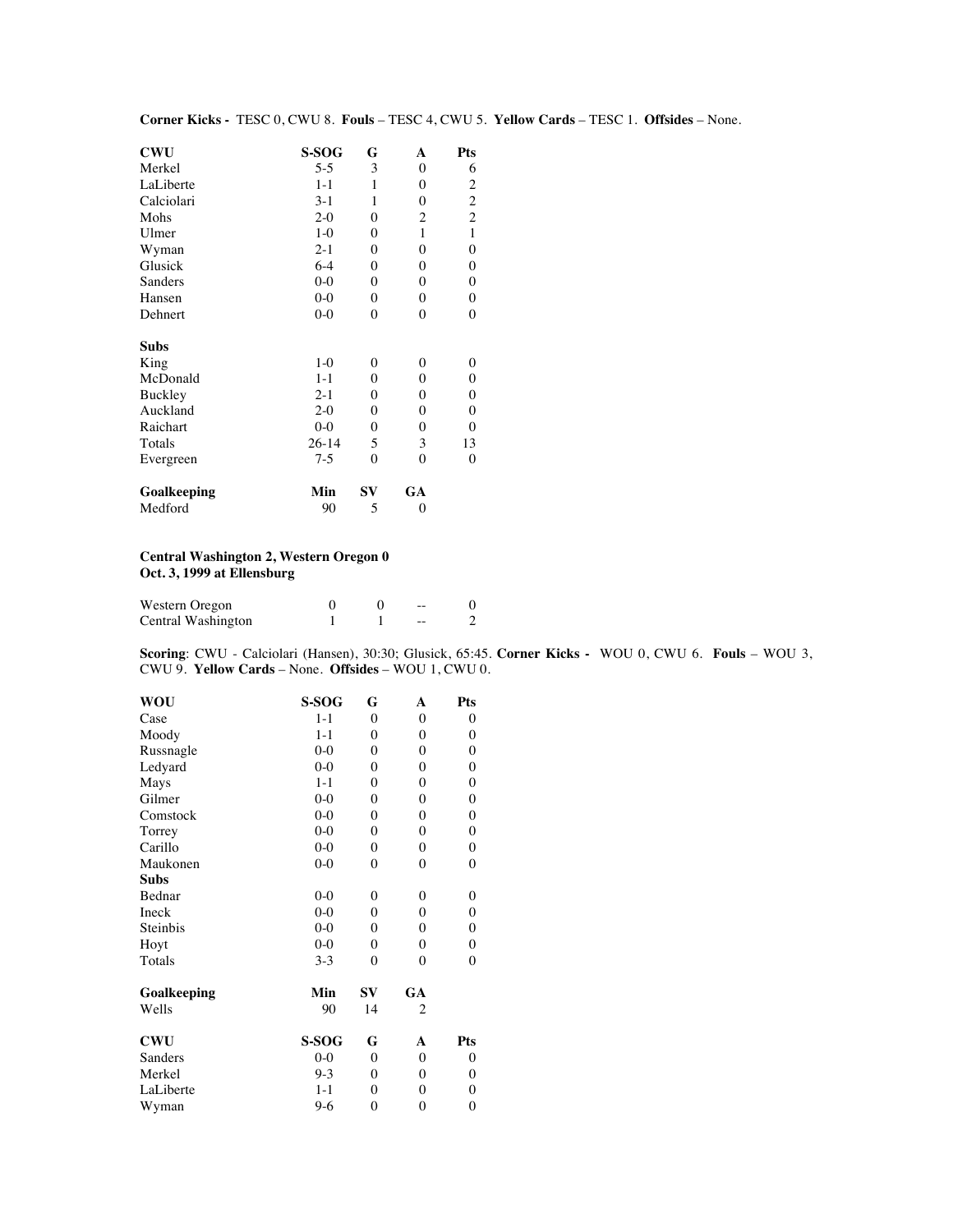**Corner Kicks -** TESC 0, CWU 8. **Fouls** – TESC 4, CWU 5. **Yellow Cards** – TESC 1. **Offsides** – None.

| **CWU** | **S-SOG** | **G** | **A** | **Pts** |
|---|---|---|---|---|
| Merkel | 5-5 | 3 | 0 | 6 |
| LaLiberte | 1-1 | 1 | 0 | 2 |
| Calciolari | 3-1 | 1 | 0 | 2 |
| Mohs | 2-0 | 0 | 2 | 2 |
| Ulmer | 1-0 | 0 | 1 | 1 |
| Wyman | 2-1 | 0 | 0 | 0 |
| Glusick | 6-4 | 0 | 0 | 0 |
| Sanders | 0-0 | 0 | 0 | 0 |
| Hansen | 0-0 | 0 | 0 | 0 |
| Dehnert | 0-0 | 0 | 0 | 0 |
| **Subs** | | | | |
| King | 1-0 | 0 | 0 | 0 |
| McDonald | 1-1 | 0 | 0 | 0 |
| Buckley | 2-1 | 0 | 0 | 0 |
| Auckland | 2-0 | 0 | 0 | 0 |
| Raichart | 0-0 | 0 | 0 | 0 |
| Totals | 26-14 | 5 | 3 | 13 |
| Evergreen | 7-5 | 0 | 0 | 0 |

| **Goalkeeping** | **Min** | **SV** | **GA** |
|---|---|---|---|
| Medford | 90 | 5 | 0 |

**Central Washington 2, Western Oregon 0**
**Oct. 3, 1999 at Ellensburg**

| | | | | |
|---|---|---|---|---|
| Western Oregon | 0 | 0 | -- | 0 |
| Central Washington | 1 | 1 | -- | 2 |

**Scoring**: CWU - Calciolari (Hansen), 30:30; Glusick, 65:45. **Corner Kicks -** WOU 0, CWU 6. **Fouls** – WOU 3, CWU 9. **Yellow Cards** – None. **Offsides** – WOU 1, CWU 0.

| **WOU** | **S-SOG** | **G** | **A** | **Pts** |
|---|---|---|---|---|
| Case | 1-1 | 0 | 0 | 0 |
| Moody | 1-1 | 0 | 0 | 0 |
| Russnagle | 0-0 | 0 | 0 | 0 |
| Ledyard | 0-0 | 0 | 0 | 0 |
| Mays | 1-1 | 0 | 0 | 0 |
| Gilmer | 0-0 | 0 | 0 | 0 |
| Comstock | 0-0 | 0 | 0 | 0 |
| Torrey | 0-0 | 0 | 0 | 0 |
| Carillo | 0-0 | 0 | 0 | 0 |
| Maukonen | 0-0 | 0 | 0 | 0 |
| **Subs** | | | | |
| Bednar | 0-0 | 0 | 0 | 0 |
| Ineck | 0-0 | 0 | 0 | 0 |
| Steinbis | 0-0 | 0 | 0 | 0 |
| Hoyt | 0-0 | 0 | 0 | 0 |
| Totals | 3-3 | 0 | 0 | 0 |

| **Goalkeeping** | **Min** | **SV** | **GA** |
|---|---|---|---|
| Wells | 90 | 14 | 2 |

| **CWU** | **S-SOG** | **G** | **A** | **Pts** |
|---|---|---|---|---|
| Sanders | 0-0 | 0 | 0 | 0 |
| Merkel | 9-3 | 0 | 0 | 0 |
| LaLiberte | 1-1 | 0 | 0 | 0 |
| Wyman | 9-6 | 0 | 0 | 0 |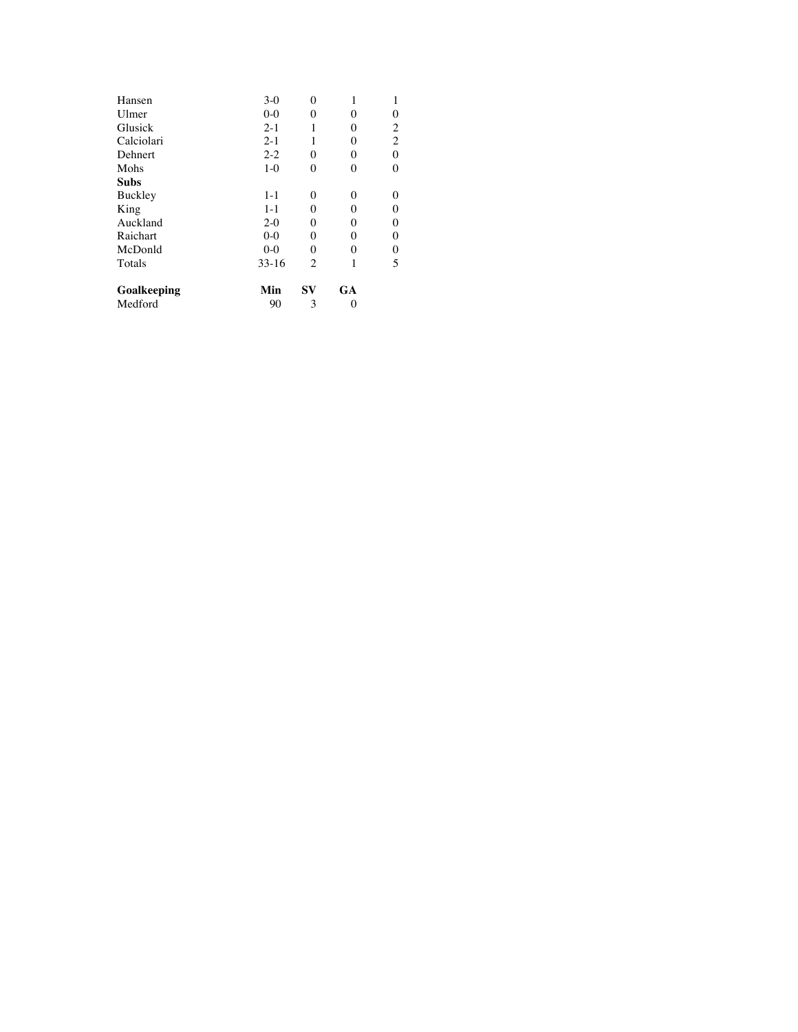| | | | | |
|---|---|---|---|---|
| Hansen | 3-0 | 0 | 1 | 1 |
| Ulmer | 0-0 | 0 | 0 | 0 |
| Glusick | 2-1 | 1 | 0 | 2 |
| Calciolari | 2-1 | 1 | 0 | 2 |
| Dehnert | 2-2 | 0 | 0 | 0 |
| Mohs | 1-0 | 0 | 0 | 0 |
| **Subs** | | | | |
| Buckley | 1-1 | 0 | 0 | 0 |
| King | 1-1 | 0 | 0 | 0 |
| Auckland | 2-0 | 0 | 0 | 0 |
| Raichart | 0-0 | 0 | 0 | 0 |
| McDonld | 0-0 | 0 | 0 | 0 |
| Totals | 33-16 | 2 | 1 | 5 |

| **Goalkeeping** | **Min** | **SV** | **GA** |
|---|---|---|---|
| Medford | 90 | 3 | 0 |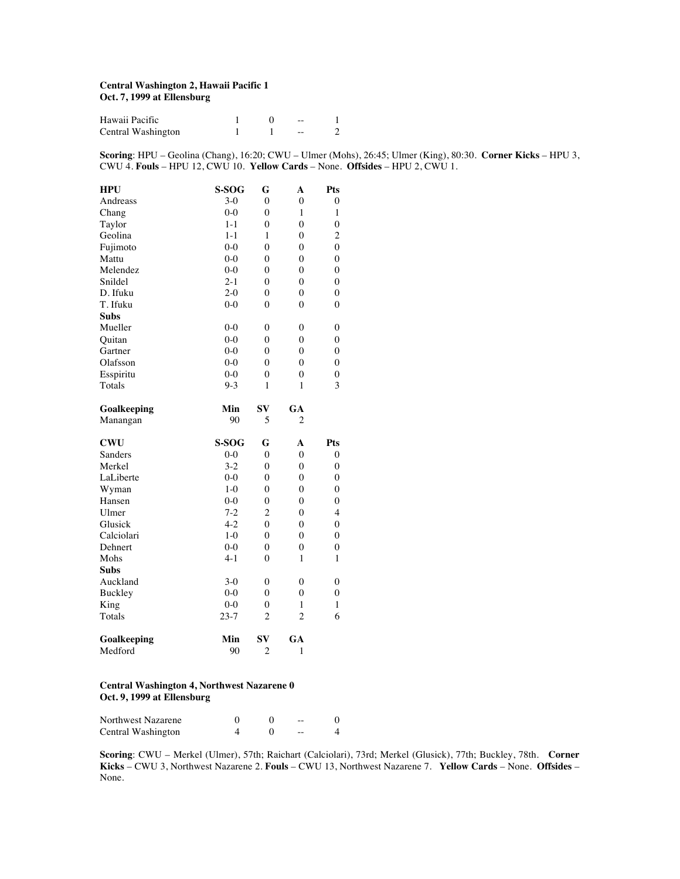**Central Washington 2, Hawaii Pacific 1**
**Oct. 7, 1999 at Ellensburg**

| | | | | |
|---|---|---|---|---|
| Hawaii Pacific | 1 | 0 | -- | 1 |
| Central Washington | 1 | 1 | -- | 2 |

**Scoring**: HPU – Geolina (Chang), 16:20; CWU – Ulmer (Mohs), 26:45; Ulmer (King), 80:30. **Corner Kicks** – HPU 3, CWU 4. **Fouls** – HPU 12, CWU 10. **Yellow Cards** – None. **Offsides** – HPU 2, CWU 1.

| **HPU** | **S-SOG** | **G** | **A** | **Pts** |
|---|---|---|---|---|
| Andreass | 3-0 | 0 | 0 | 0 |
| Chang | 0-0 | 0 | 1 | 1 |
| Taylor | 1-1 | 0 | 0 | 0 |
| Geolina | 1-1 | 1 | 0 | 2 |
| Fujimoto | 0-0 | 0 | 0 | 0 |
| Mattu | 0-0 | 0 | 0 | 0 |
| Melendez | 0-0 | 0 | 0 | 0 |
| Snildel | 2-1 | 0 | 0 | 0 |
| D. Ifuku | 2-0 | 0 | 0 | 0 |
| T. Ifuku | 0-0 | 0 | 0 | 0 |
| **Subs** | | | | |
| Mueller | 0-0 | 0 | 0 | 0 |
| Quitan | 0-0 | 0 | 0 | 0 |
| Gartner | 0-0 | 0 | 0 | 0 |
| Olafsson | 0-0 | 0 | 0 | 0 |
| Esspiritu | 0-0 | 0 | 0 | 0 |
| Totals | 9-3 | 1 | 1 | 3 |

| **Goalkeeping** | **Min** | **SV** | **GA** |
|---|---|---|---|
| Manangan | 90 | 5 | 2 |

| **CWU** | **S-SOG** | **G** | **A** | **Pts** |
|---|---|---|---|---|
| Sanders | 0-0 | 0 | 0 | 0 |
| Merkel | 3-2 | 0 | 0 | 0 |
| LaLiberte | 0-0 | 0 | 0 | 0 |
| Wyman | 1-0 | 0 | 0 | 0 |
| Hansen | 0-0 | 0 | 0 | 0 |
| Ulmer | 7-2 | 2 | 0 | 4 |
| Glusick | 4-2 | 0 | 0 | 0 |
| Calciolari | 1-0 | 0 | 0 | 0 |
| Dehnert | 0-0 | 0 | 0 | 0 |
| Mohs | 4-1 | 0 | 1 | 1 |
| **Subs** | | | | |
| Auckland | 3-0 | 0 | 0 | 0 |
| Buckley | 0-0 | 0 | 0 | 0 |
| King | 0-0 | 0 | 1 | 1 |
| Totals | 23-7 | 2 | 2 | 6 |

| **Goalkeeping** | **Min** | **SV** | **GA** |
|---|---|---|---|
| Medford | 90 | 2 | 1 |

**Central Washington 4, Northwest Nazarene 0**
**Oct. 9, 1999 at Ellensburg**

| | | | | |
|---|---|---|---|---|
| Northwest Nazarene | 0 | 0 | -- | 0 |
| Central Washington | 4 | 0 | -- | 4 |

**Scoring**: CWU – Merkel (Ulmer), 57th; Raichart (Calciolari), 73rd; Merkel (Glusick), 77th; Buckley, 78th. **Corner Kicks** – CWU 3, Northwest Nazarene 2. **Fouls** – CWU 13, Northwest Nazarene 7. **Yellow Cards** – None. **Offsides** – None.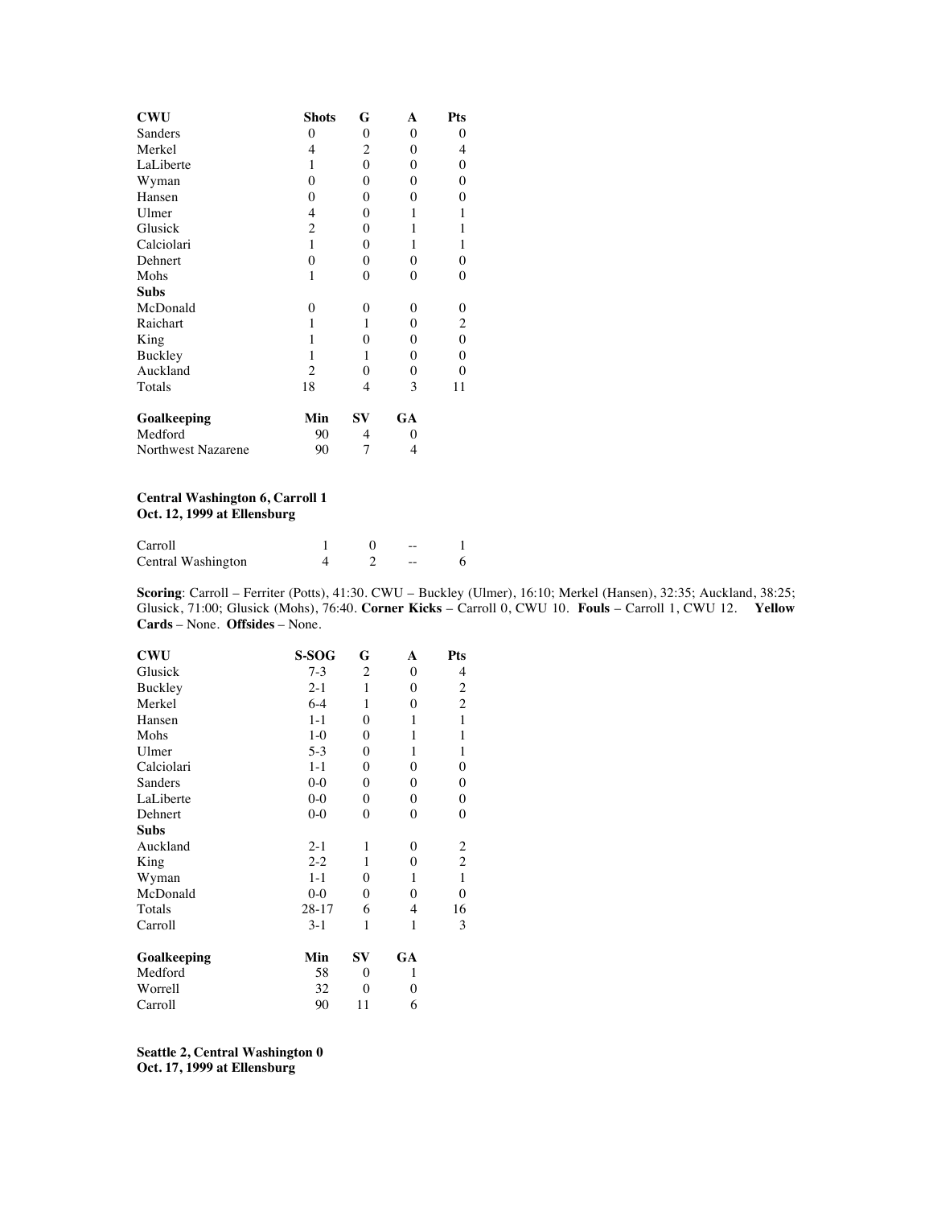| CWU | Shots | G | A | Pts |
|---|---|---|---|---|
| Sanders | 0 | 0 | 0 | 0 |
| Merkel | 4 | 2 | 0 | 4 |
| LaLiberte | 1 | 0 | 0 | 0 |
| Wyman | 0 | 0 | 0 | 0 |
| Hansen | 0 | 0 | 0 | 0 |
| Ulmer | 4 | 0 | 1 | 1 |
| Glusick | 2 | 0 | 1 | 1 |
| Calciolari | 1 | 0 | 1 | 1 |
| Dehnert | 0 | 0 | 0 | 0 |
| Mohs | 1 | 0 | 0 | 0 |
| **Subs** | | | | |
| McDonald | 0 | 0 | 0 | 0 |
| Raichart | 1 | 1 | 0 | 2 |
| King | 1 | 0 | 0 | 0 |
| Buckley | 1 | 1 | 0 | 0 |
| Auckland | 2 | 0 | 0 | 0 |
| Totals | 18 | 4 | 3 | 11 |

| Goalkeeping | Min | SV | GA |
|---|---|---|---|
| Medford | 90 | 4 | 0 |
| Northwest Nazarene | 90 | 7 | 4 |

**Central Washington 6, Carroll 1**
**Oct. 12, 1999 at Ellensburg**

| | | | | |
|---|---|---|---|---|
| Carroll | 1 | 0 | -- | 1 |
| Central Washington | 4 | 2 | -- | 6 |

**Scoring**: Carroll – Ferriter (Potts), 41:30. CWU – Buckley (Ulmer), 16:10; Merkel (Hansen), 32:35; Auckland, 38:25; Glusick, 71:00; Glusick (Mohs), 76:40. **Corner Kicks** – Carroll 0, CWU 10. **Fouls** – Carroll 1, CWU 12. **Yellow Cards** – None. **Offsides** – None.

| CWU | S-SOG | G | A | Pts |
|---|---|---|---|---|
| Glusick | 7-3 | 2 | 0 | 4 |
| Buckley | 2-1 | 1 | 0 | 2 |
| Merkel | 6-4 | 1 | 0 | 2 |
| Hansen | 1-1 | 0 | 1 | 1 |
| Mohs | 1-0 | 0 | 1 | 1 |
| Ulmer | 5-3 | 0 | 1 | 1 |
| Calciolari | 1-1 | 0 | 0 | 0 |
| Sanders | 0-0 | 0 | 0 | 0 |
| LaLiberte | 0-0 | 0 | 0 | 0 |
| Dehnert | 0-0 | 0 | 0 | 0 |
| **Subs** | | | | |
| Auckland | 2-1 | 1 | 0 | 2 |
| King | 2-2 | 1 | 0 | 2 |
| Wyman | 1-1 | 0 | 1 | 1 |
| McDonald | 0-0 | 0 | 0 | 0 |
| Totals | 28-17 | 6 | 4 | 16 |
| Carroll | 3-1 | 1 | 1 | 3 |

| Goalkeeping | Min | SV | GA |
|---|---|---|---|
| Medford | 58 | 0 | 1 |
| Worrell | 32 | 0 | 0 |
| Carroll | 90 | 11 | 6 |

**Seattle 2, Central Washington 0**
**Oct. 17, 1999 at Ellensburg**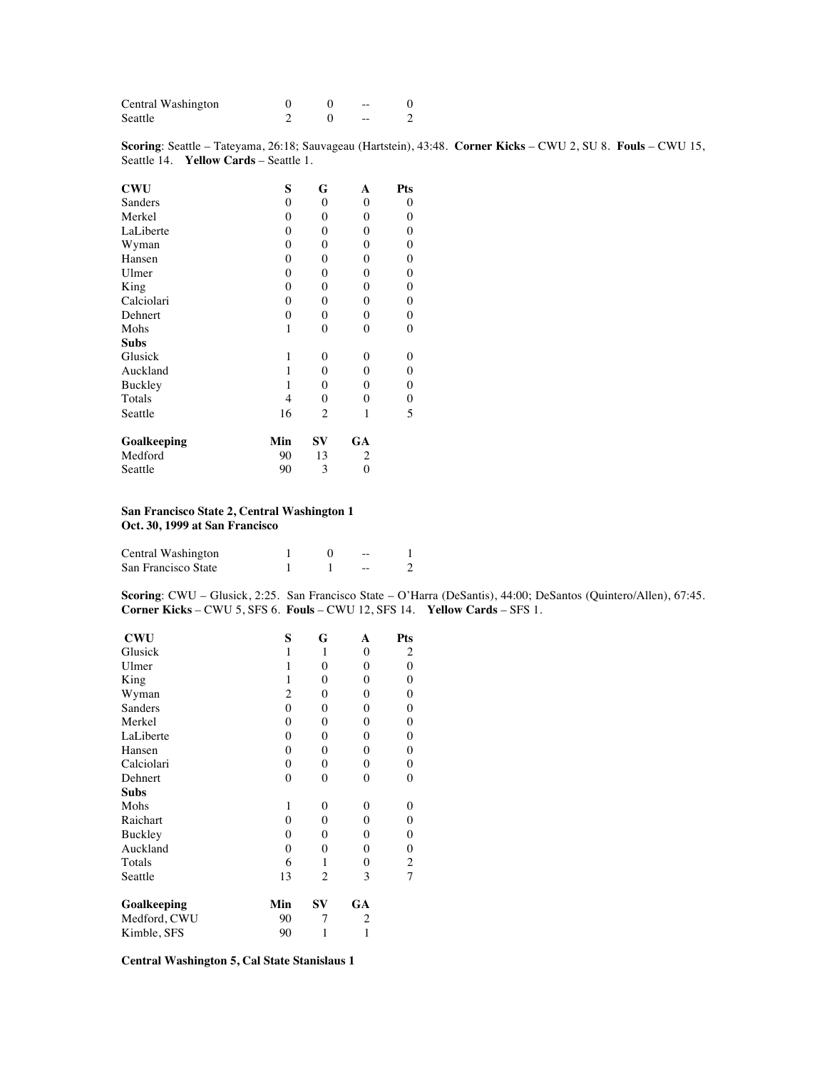| | | | | |
|---|---|---|---|---|
| Central Washington | 0 | 0 | -- | 0 |
| Seattle | 2 | 0 | -- | 2 |

**Scoring**: Seattle – Tateyama, 26:18; Sauvageau (Hartstein), 43:48. **Corner Kicks** – CWU 2, SU 8. **Fouls** – CWU 15, Seattle 14. **Yellow Cards** – Seattle 1.

| **CWU** | **S** | **G** | **A** | **Pts** |
|---|---|---|---|---|
| Sanders | 0 | 0 | 0 | 0 |
| Merkel | 0 | 0 | 0 | 0 |
| LaLiberte | 0 | 0 | 0 | 0 |
| Wyman | 0 | 0 | 0 | 0 |
| Hansen | 0 | 0 | 0 | 0 |
| Ulmer | 0 | 0 | 0 | 0 |
| King | 0 | 0 | 0 | 0 |
| Calciolari | 0 | 0 | 0 | 0 |
| Dehnert | 0 | 0 | 0 | 0 |
| Mohs | 1 | 0 | 0 | 0 |
| **Subs** | | | | |
| Glusick | 1 | 0 | 0 | 0 |
| Auckland | 1 | 0 | 0 | 0 |
| Buckley | 1 | 0 | 0 | 0 |
| Totals | 4 | 0 | 0 | 0 |
| Seattle | 16 | 2 | 1 | 5 |

| **Goalkeeping** | **Min** | **SV** | **GA** |
|---|---|---|---|
| Medford | 90 | 13 | 2 |
| Seattle | 90 | 3 | 0 |

**San Francisco State 2, Central Washington 1**
**Oct. 30, 1999 at San Francisco**

| | | | | |
|---|---|---|---|---|
| Central Washington | 1 | 0 | -- | 1 |
| San Francisco State | 1 | 1 | -- | 2 |

**Scoring**: CWU – Glusick, 2:25. San Francisco State – O'Harra (DeSantis), 44:00; DeSantos (Quintero/Allen), 67:45. **Corner Kicks** – CWU 5, SFS 6. **Fouls** – CWU 12, SFS 14. **Yellow Cards** – SFS 1.

| **CWU** | **S** | **G** | **A** | **Pts** |
|---|---|---|---|---|
| Glusick | 1 | 1 | 0 | 2 |
| Ulmer | 1 | 0 | 0 | 0 |
| King | 1 | 0 | 0 | 0 |
| Wyman | 2 | 0 | 0 | 0 |
| Sanders | 0 | 0 | 0 | 0 |
| Merkel | 0 | 0 | 0 | 0 |
| LaLiberte | 0 | 0 | 0 | 0 |
| Hansen | 0 | 0 | 0 | 0 |
| Calciolari | 0 | 0 | 0 | 0 |
| Dehnert | 0 | 0 | 0 | 0 |
| **Subs** | | | | |
| Mohs | 1 | 0 | 0 | 0 |
| Raichart | 0 | 0 | 0 | 0 |
| Buckley | 0 | 0 | 0 | 0 |
| Auckland | 0 | 0 | 0 | 0 |
| Totals | 6 | 1 | 0 | 2 |
| Seattle | 13 | 2 | 3 | 7 |

| **Goalkeeping** | **Min** | **SV** | **GA** |
|---|---|---|---|
| Medford, CWU | 90 | 7 | 2 |
| Kimble, SFS | 90 | 1 | 1 |

**Central Washington 5, Cal State Stanislaus 1**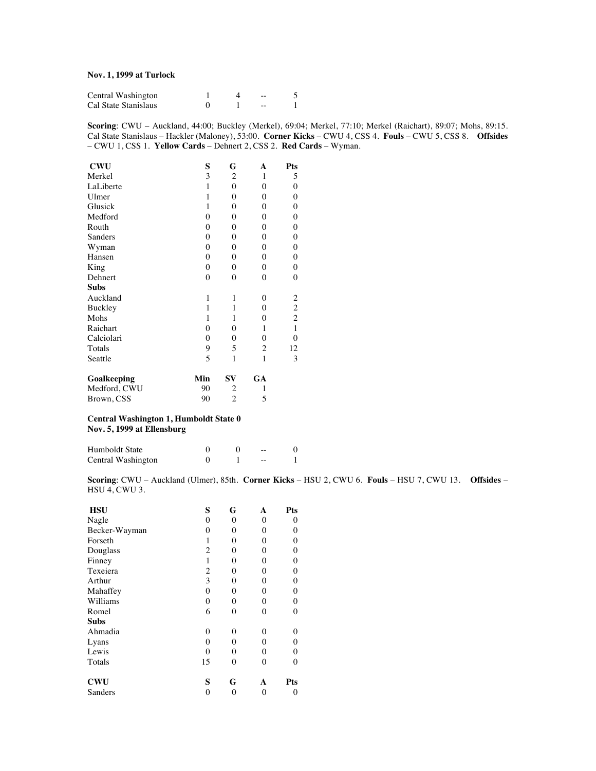**Nov. 1, 1999 at Turlock**

| | | | | |
|---|---|---|---|---|
| Central Washington | 1 | 4 | -- | 5 |
| Cal State Stanislaus | 0 | 1 | -- | 1 |

**Scoring**: CWU – Auckland, 44:00; Buckley (Merkel), 69:04; Merkel, 77:10; Merkel (Raichart), 89:07; Mohs, 89:15. Cal State Stanislaus – Hackler (Maloney), 53:00. **Corner Kicks** – CWU 4, CSS 4. **Fouls** – CWU 5, CSS 8. **Offsides** – CWU 1, CSS 1. **Yellow Cards** – Dehnert 2, CSS 2. **Red Cards** – Wyman.

| **CWU** | **S** | **G** | **A** | **Pts** |
|---|---|---|---|---|
| Merkel | 3 | 2 | 1 | 5 |
| LaLiberte | 1 | 0 | 0 | 0 |
| Ulmer | 1 | 0 | 0 | 0 |
| Glusick | 1 | 0 | 0 | 0 |
| Medford | 0 | 0 | 0 | 0 |
| Routh | 0 | 0 | 0 | 0 |
| Sanders | 0 | 0 | 0 | 0 |
| Wyman | 0 | 0 | 0 | 0 |
| Hansen | 0 | 0 | 0 | 0 |
| King | 0 | 0 | 0 | 0 |
| Dehnert | 0 | 0 | 0 | 0 |
| **Subs** | | | | |
| Auckland | 1 | 1 | 0 | 2 |
| Buckley | 1 | 1 | 0 | 2 |
| Mohs | 1 | 1 | 0 | 2 |
| Raichart | 0 | 0 | 1 | 1 |
| Calciolari | 0 | 0 | 0 | 0 |
| Totals | 9 | 5 | 2 | 12 |
| Seattle | 5 | 1 | 1 | 3 |

| **Goalkeeping** | **Min** | **SV** | **GA** |
|---|---|---|---|
| Medford, CWU | 90 | 2 | 1 |
| Brown, CSS | 90 | 2 | 5 |

**Central Washington 1, Humboldt State 0**
**Nov. 5, 1999 at Ellensburg**

| | | | | |
|---|---|---|---|---|
| Humboldt State | 0 | 0 | -- | 0 |
| Central Washington | 0 | 1 | -- | 1 |

**Scoring**: CWU – Auckland (Ulmer), 85th. **Corner Kicks** – HSU 2, CWU 6. **Fouls** – HSU 7, CWU 13. **Offsides** – HSU 4, CWU 3.

| **HSU** | **S** | **G** | **A** | **Pts** |
|---|---|---|---|---|
| Nagle | 0 | 0 | 0 | 0 |
| Becker-Wayman | 0 | 0 | 0 | 0 |
| Forseth | 1 | 0 | 0 | 0 |
| Douglass | 2 | 0 | 0 | 0 |
| Finney | 1 | 0 | 0 | 0 |
| Texeiera | 2 | 0 | 0 | 0 |
| Arthur | 3 | 0 | 0 | 0 |
| Mahaffey | 0 | 0 | 0 | 0 |
| Williams | 0 | 0 | 0 | 0 |
| Romel | 6 | 0 | 0 | 0 |
| **Subs** | | | | |
| Ahmadia | 0 | 0 | 0 | 0 |
| Lyans | 0 | 0 | 0 | 0 |
| Lewis | 0 | 0 | 0 | 0 |
| Totals | 15 | 0 | 0 | 0 |

| **CWU** | **S** | **G** | **A** | **Pts** |
|---|---|---|---|---|
| Sanders | 0 | 0 | 0 | 0 |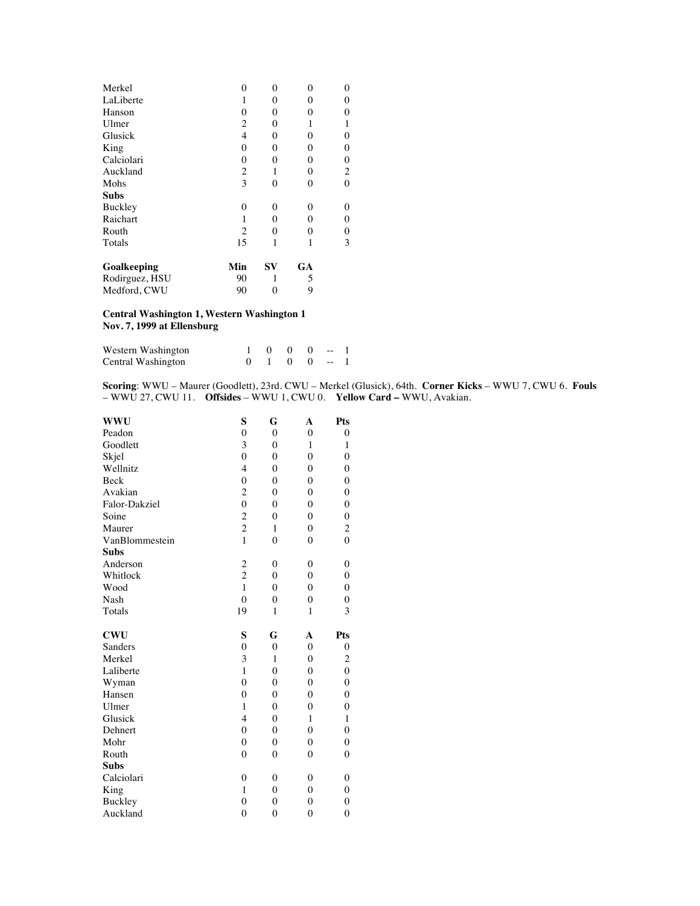| | S | G | A | Pts |
|---|---|---|---|---|
| Merkel | 0 | 0 | 0 | 0 |
| LaLiberte | 1 | 0 | 0 | 0 |
| Hanson | 0 | 0 | 0 | 0 |
| Ulmer | 2 | 0 | 1 | 1 |
| Glusick | 4 | 0 | 0 | 0 |
| King | 0 | 0 | 0 | 0 |
| Calciolari | 0 | 0 | 0 | 0 |
| Auckland | 2 | 1 | 0 | 2 |
| Mohs | 3 | 0 | 0 | 0 |
| **Subs** | | | | |
| Buckley | 0 | 0 | 0 | 0 |
| Raichart | 1 | 0 | 0 | 0 |
| Routh | 2 | 0 | 0 | 0 |
| Totals | 15 | 1 | 1 | 3 |

| **Goalkeeping** | **Min** | **SV** | **GA** |
|---|---|---|---|
| Rodirguez, HSU | 90 | 1 | 5 |
| Medford, CWU | 90 | 0 | 9 |

**Central Washington 1, Western Washington 1**
**Nov. 7, 1999 at Ellensburg**

| | | | | | | |
|---|---|---|---|---|---|---|
| Western Washington | 1 | 0 | 0 | 0 | -- | 1 |
| Central Washington | 0 | 1 | 0 | 0 | -- | 1 |

**Scoring**: WWU – Maurer (Goodlett), 23rd. CWU – Merkel (Glusick), 64th. **Corner Kicks** – WWU 7, CWU 6. **Fouls** – WWU 27, CWU 11. **Offsides** – WWU 1, CWU 0. **Yellow Card –** WWU, Avakian.

| **WWU** | **S** | **G** | **A** | **Pts** |
|---|---|---|---|---|
| Peadon | 0 | 0 | 0 | 0 |
| Goodlett | 3 | 0 | 1 | 1 |
| Skjel | 0 | 0 | 0 | 0 |
| Wellnitz | 4 | 0 | 0 | 0 |
| Beck | 0 | 0 | 0 | 0 |
| Avakian | 2 | 0 | 0 | 0 |
| Falor-Dakziel | 0 | 0 | 0 | 0 |
| Soine | 2 | 0 | 0 | 0 |
| Maurer | 2 | 1 | 0 | 2 |
| VanBlommestein | 1 | 0 | 0 | 0 |
| **Subs** | | | | |
| Anderson | 2 | 0 | 0 | 0 |
| Whitlock | 2 | 0 | 0 | 0 |
| Wood | 1 | 0 | 0 | 0 |
| Nash | 0 | 0 | 0 | 0 |
| Totals | 19 | 1 | 1 | 3 |

| **CWU** | **S** | **G** | **A** | **Pts** |
|---|---|---|---|---|
| Sanders | 0 | 0 | 0 | 0 |
| Merkel | 3 | 1 | 0 | 2 |
| Laliberte | 1 | 0 | 0 | 0 |
| Wyman | 0 | 0 | 0 | 0 |
| Hansen | 0 | 0 | 0 | 0 |
| Ulmer | 1 | 0 | 0 | 0 |
| Glusick | 4 | 0 | 1 | 1 |
| Dehnert | 0 | 0 | 0 | 0 |
| Mohr | 0 | 0 | 0 | 0 |
| Routh | 0 | 0 | 0 | 0 |
| **Subs** | | | | |
| Calciolari | 0 | 0 | 0 | 0 |
| King | 1 | 0 | 0 | 0 |
| Buckley | 0 | 0 | 0 | 0 |
| Auckland | 0 | 0 | 0 | 0 |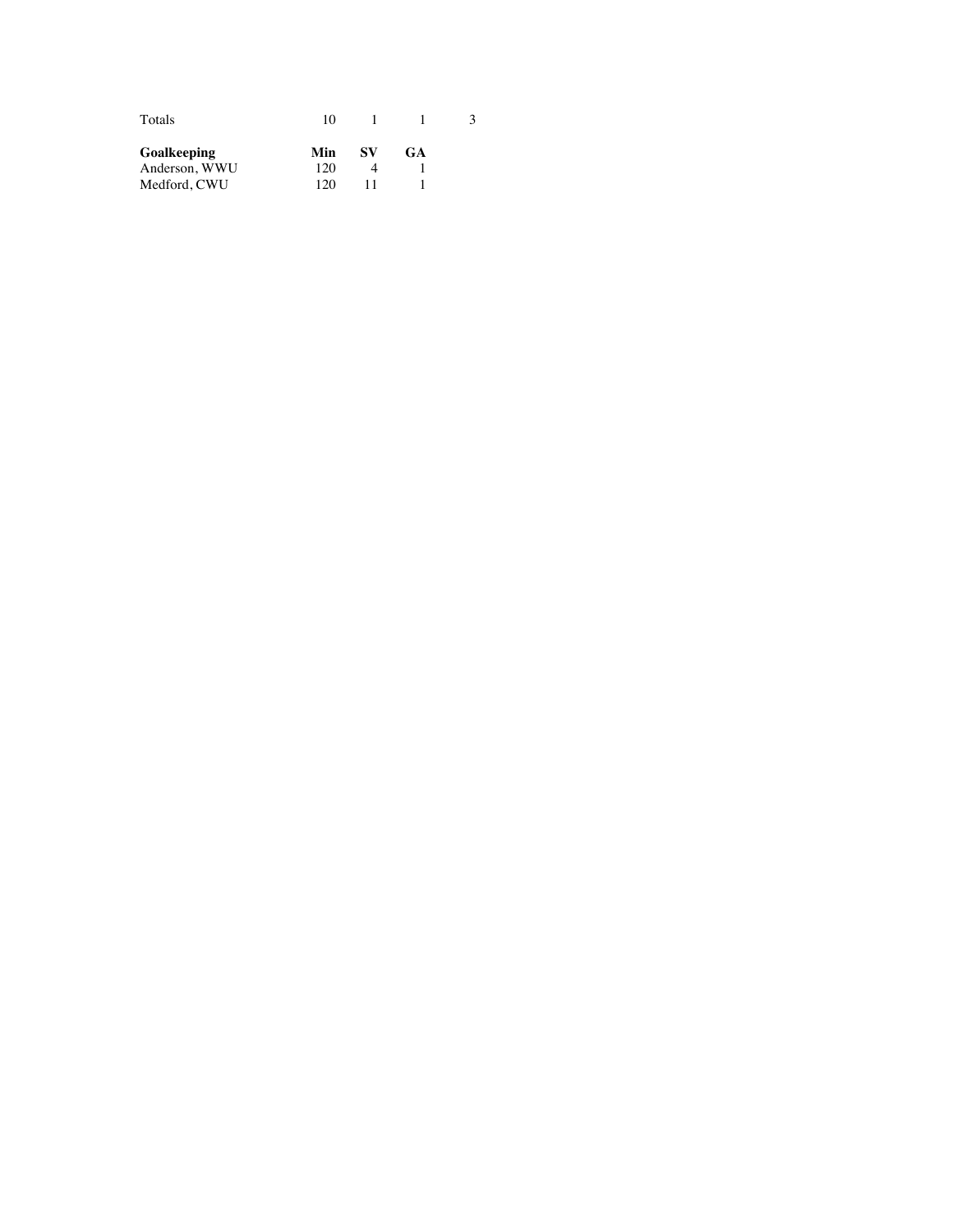| | | | | |
|---|---|---|---|---|
| Totals | 10 | 1 | 1 | 3 |

| **Goalkeeping** | **Min** | **SV** | **GA** |
|---|---|---|---|
| Anderson, WWU | 120 | 4 | 1 |
| Medford, CWU | 120 | 11 | 1 |